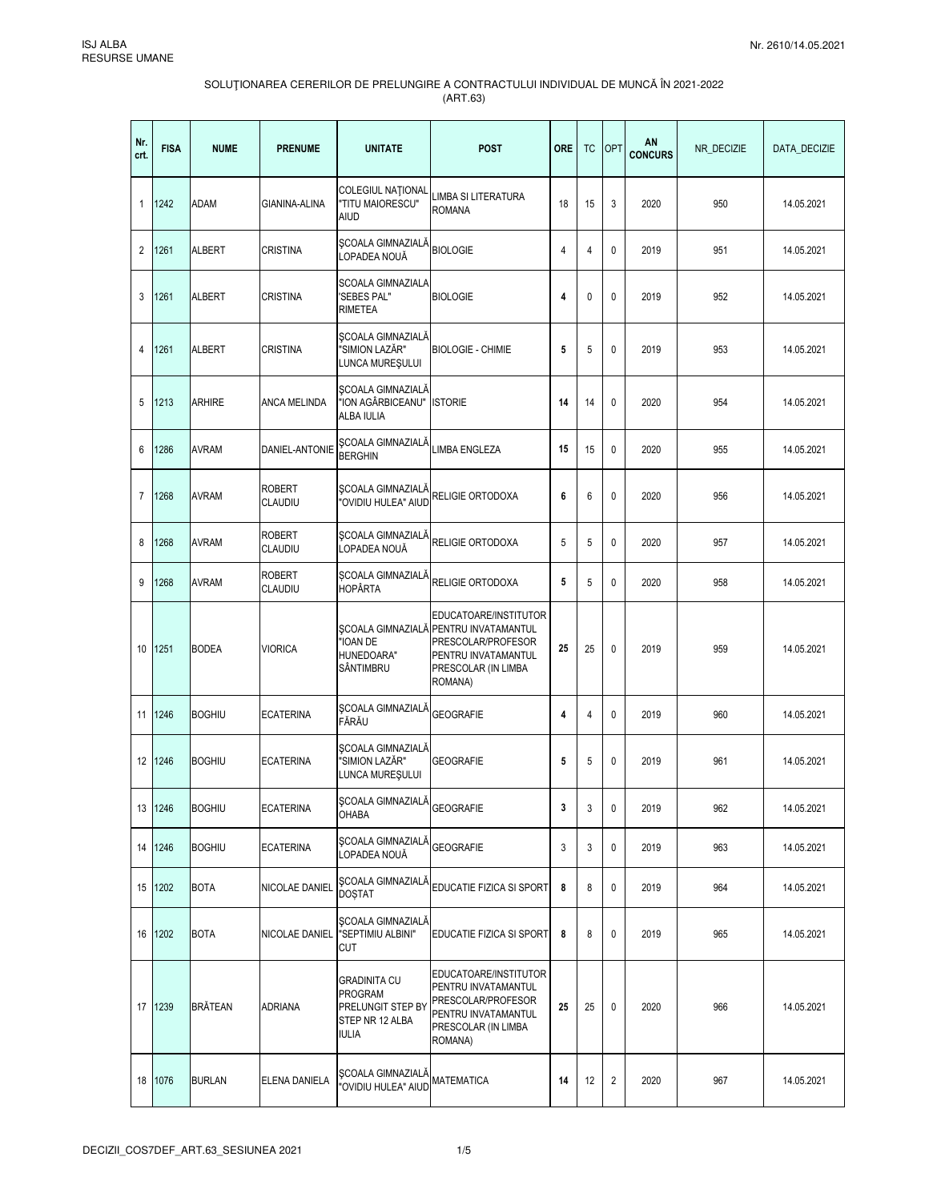ISJ ALBA
RESURSE UMANE

Nr. 2610/14.05.2021

SOLUŢIONAREA CERERILOR DE PRELUNGIRE A CONTRACTULUI INDIVIDUAL DE MUNCĂ ÎN 2021-2022
(ART.63)

| Nr. crt. | FISA | NUME | PRENUME | UNITATE | POST | ORE | TC | OPT | AN CONCURS | NR_DECIZIE | DATA_DECIZIE |
|---|---|---|---|---|---|---|---|---|---|---|---|
| 1 | 1242 | ADAM | GIANINA-ALINA | COLEGIUL NAŢIONAL "TITU MAIORESCU" AIUD | LIMBA SI LITERATURA ROMANA | 18 | 15 | 3 | 2020 | 950 | 14.05.2021 |
| 2 | 1261 | ALBERT | CRISTINA | ŞCOALA GIMNAZIALĂ LOPADEA NOUĂ | BIOLOGIE | 4 | 4 | 0 | 2019 | 951 | 14.05.2021 |
| 3 | 1261 | ALBERT | CRISTINA | SCOALA GIMNAZIALA "SEBES PAL" RIMETEA | BIOLOGIE | 4 | 0 | 0 | 2019 | 952 | 14.05.2021 |
| 4 | 1261 | ALBERT | CRISTINA | ŞCOALA GIMNAZIALĂ "SIMION LAZĂR" LUNCA MUREŞULUI | BIOLOGIE - CHIMIE | 5 | 5 | 0 | 2019 | 953 | 14.05.2021 |
| 5 | 1213 | ARHIRE | ANCA MELINDA | ŞCOALA GIMNAZIALĂ "ION AGÂRBICEANU" ALBA IULIA | ISTORIE | 14 | 14 | 0 | 2020 | 954 | 14.05.2021 |
| 6 | 1286 | AVRAM | DANIEL-ANTONIE | ŞCOALA GIMNAZIALĂ BERGHIN | LIMBA ENGLEZA | 15 | 15 | 0 | 2020 | 955 | 14.05.2021 |
| 7 | 1268 | AVRAM | ROBERT CLAUDIU | ŞCOALA GIMNAZIALĂ "OVIDIU HULEA" AIUD | RELIGIE ORTODOXA | 6 | 6 | 0 | 2020 | 956 | 14.05.2021 |
| 8 | 1268 | AVRAM | ROBERT CLAUDIU | ŞCOALA GIMNAZIALĂ LOPADEA NOUĂ | RELIGIE ORTODOXA | 5 | 5 | 0 | 2020 | 957 | 14.05.2021 |
| 9 | 1268 | AVRAM | ROBERT CLAUDIU | ŞCOALA GIMNAZIALĂ HOPÂRTA | RELIGIE ORTODOXA | 5 | 5 | 0 | 2020 | 958 | 14.05.2021 |
| 10 | 1251 | BODEA | VIORICA | ŞCOALA GIMNAZIALĂ "IOAN DE HUNEDOARA" SÂNTIMBRU | EDUCATOARE/INSTITUTOR PENTRU INVATAMANTUL PRESCOLAR/PROFESOR PENTRU INVATAMANTUL PRESCOLAR (IN LIMBA ROMANA) | 25 | 25 | 0 | 2019 | 959 | 14.05.2021 |
| 11 | 1246 | BOGHIU | ECATERINA | ŞCOALA GIMNAZIALĂ FĂRĂU | GEOGRAFIE | 4 | 4 | 0 | 2019 | 960 | 14.05.2021 |
| 12 | 1246 | BOGHIU | ECATERINA | ŞCOALA GIMNAZIALĂ "SIMION LAZĂR" LUNCA MUREŞULUI | GEOGRAFIE | 5 | 5 | 0 | 2019 | 961 | 14.05.2021 |
| 13 | 1246 | BOGHIU | ECATERINA | ŞCOALA GIMNAZIALĂ OHABA | GEOGRAFIE | 3 | 3 | 0 | 2019 | 962 | 14.05.2021 |
| 14 | 1246 | BOGHIU | ECATERINA | ŞCOALA GIMNAZIALĂ LOPADEA NOUĂ | GEOGRAFIE | 3 | 3 | 0 | 2019 | 963 | 14.05.2021 |
| 15 | 1202 | BOTA | NICOLAE DANIEL | ŞCOALA GIMNAZIALĂ DOŞTAT | EDUCATIE FIZICA SI SPORT | 8 | 8 | 0 | 2019 | 964 | 14.05.2021 |
| 16 | 1202 | BOTA | NICOLAE DANIEL | ŞCOALA GIMNAZIALĂ "SEPTIMIU ALBINI" CUT | EDUCATIE FIZICA SI SPORT | 8 | 8 | 0 | 2019 | 965 | 14.05.2021 |
| 17 | 1239 | BRĂTEAN | ADRIANA | GRADINITA CU PROGRAM PRELUNGIT STEP BY STEP NR 12 ALBA IULIA | EDUCATOARE/INSTITUTOR PENTRU INVATAMANTUL PRESCOLAR/PROFESOR PENTRU INVATAMANTUL PRESCOLAR (IN LIMBA ROMANA) | 25 | 25 | 0 | 2020 | 966 | 14.05.2021 |
| 18 | 1076 | BURLAN | ELENA DANIELA | ŞCOALA GIMNAZIALĂ "OVIDIU HULEA" AIUD | MATEMATICA | 14 | 12 | 2 | 2020 | 967 | 14.05.2021 |

DECIZII_COS7DEF_ART.63_SESIUNEA 2021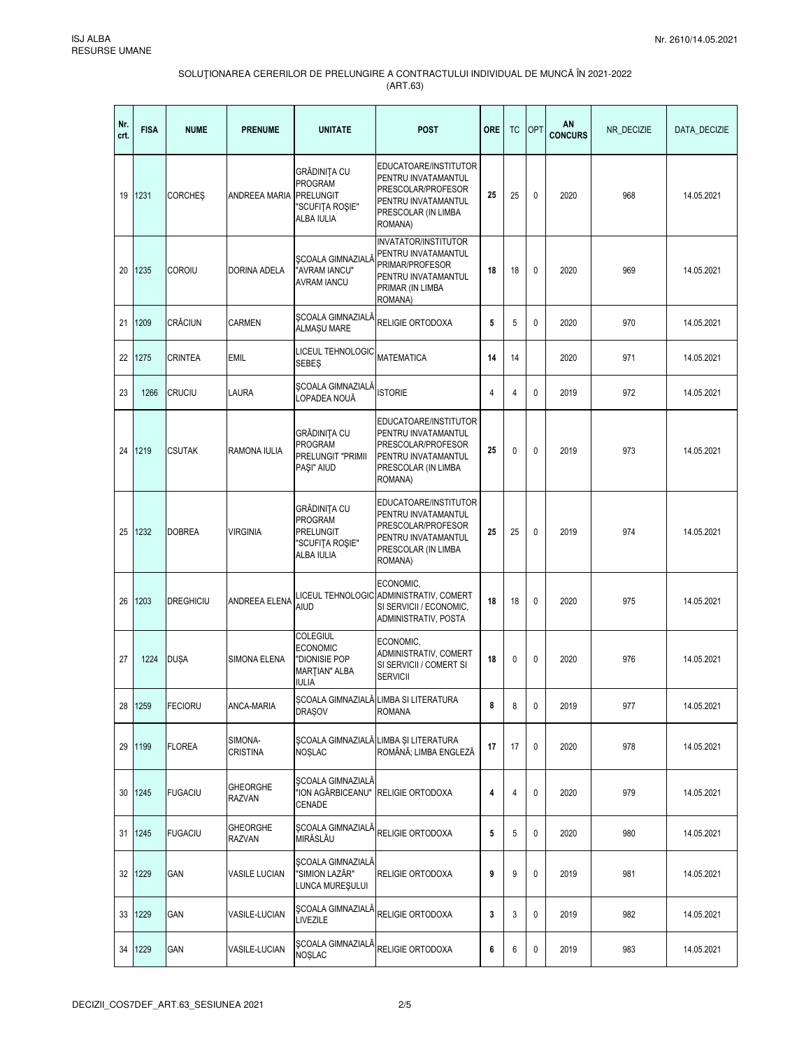ISJ ALBA
RESURSE UMANE

Nr. 2610/14.05.2021

SOLUŢIONAREA CERERILOR DE PRELUNGIRE A CONTRACTULUI INDIVIDUAL DE MUNCĂ ÎN 2021-2022
(ART.63)

| Nr. crt. | FISA | NUME | PRENUME | UNITATE | POST | ORE | TC | OPT | AN CONCURS | NR_DECIZIE | DATA_DECIZIE |
|---|---|---|---|---|---|---|---|---|---|---|---|
| 19 | 1231 | CORCHEŞ | ANDREEA MARIA | GRĂDINIŢA CU PROGRAM PRELUNGIT "SCUFIŢA ROŞIE" ALBA IULIA | EDUCATOARE/INSTITUTOR PENTRU INVATAMANTUL PRESCOLAR/PROFESOR PENTRU INVATAMANTUL PRESCOLAR (IN LIMBA ROMANA) | 25 | 25 | 0 | 2020 | 968 | 14.05.2021 |
| 20 | 1235 | COROIU | DORINA ADELA | ŞCOALA GIMNAZIALĂ "AVRAM IANCU" AVRAM IANCU | INVATATOR/INSTITUTOR PENTRU INVATAMANTUL PRIMAR/PROFESOR PENTRU INVATAMANTUL PRIMAR (IN LIMBA ROMANA) | 18 | 18 | 0 | 2020 | 969 | 14.05.2021 |
| 21 | 1209 | CRĂCIUN | CARMEN | ŞCOALA GIMNAZIALĂ ALMAŞU MARE | RELIGIE ORTODOXA | 5 | 5 | 0 | 2020 | 970 | 14.05.2021 |
| 22 | 1275 | CRINTEA | EMIL | LICEUL TEHNOLOGIC SEBEŞ | MATEMATICA | 14 | 14 | | 2020 | 971 | 14.05.2021 |
| 23 | 1266 | CRUCIU | LAURA | ŞCOALA GIMNAZIALĂ LOPADEA NOUĂ | ISTORIE | 4 | 4 | 0 | 2019 | 972 | 14.05.2021 |
| 24 | 1219 | CSUTAK | RAMONA IULIA | GRĂDINIŢA CU PROGRAM PRELUNGIT "PRIMII PAŞI" AIUD | EDUCATOARE/INSTITUTOR PENTRU INVATAMANTUL PRESCOLAR/PROFESOR PENTRU INVATAMANTUL PRESCOLAR (IN LIMBA ROMANA) | 25 | 0 | 0 | 2019 | 973 | 14.05.2021 |
| 25 | 1232 | DOBREA | VIRGINIA | GRĂDINIŢA CU PROGRAM PRELUNGIT "SCUFIŢA ROŞIE" ALBA IULIA | EDUCATOARE/INSTITUTOR PENTRU INVATAMANTUL PRESCOLAR/PROFESOR PENTRU INVATAMANTUL PRESCOLAR (IN LIMBA ROMANA) | 25 | 25 | 0 | 2019 | 974 | 14.05.2021 |
| 26 | 1203 | DREGHICIU | ANDREEA ELENA | LICEUL TEHNOLOGIC AIUD | ECONOMIC, ADMINISTRATIV, COMERT SI SERVICII / ECONOMIC, ADMINISTRATIV, POSTA | 18 | 18 | 0 | 2020 | 975 | 14.05.2021 |
| 27 | 1224 | DUŞA | SIMONA ELENA | COLEGIUL ECONOMIC "DIONISIE POP MARŢIAN" ALBA IULIA | ECONOMIC, ADMINISTRATIV, COMERT SI SERVICII / COMERT SI SERVICII | 18 | 0 | 0 | 2020 | 976 | 14.05.2021 |
| 28 | 1259 | FECIORU | ANCA-MARIA | ŞCOALA GIMNAZIALĂ DRAŞOV | LIMBA SI LITERATURA ROMANA | 8 | 8 | 0 | 2019 | 977 | 14.05.2021 |
| 29 | 1199 | FLOREA | SIMONA-CRISTINA | ŞCOALA GIMNAZIALĂ NOŞLAC | LIMBA ŞI LITERATURA ROMÂNĂ; LIMBA ENGLEZĂ | 17 | 17 | 0 | 2020 | 978 | 14.05.2021 |
| 30 | 1245 | FUGACIU | GHEORGHE RAZVAN | ŞCOALA GIMNAZIALĂ "ION AGÂRBICEANU" CENADE | RELIGIE ORTODOXA | 4 | 4 | 0 | 2020 | 979 | 14.05.2021 |
| 31 | 1245 | FUGACIU | GHEORGHE RAZVAN | ŞCOALA GIMNAZIALĂ MIRĂSLĂU | RELIGIE ORTODOXA | 5 | 5 | 0 | 2020 | 980 | 14.05.2021 |
| 32 | 1229 | GAN | VASILE LUCIAN | ŞCOALA GIMNAZIALĂ "SIMION LAZĂR" LUNCA MUREŞULUI | RELIGIE ORTODOXA | 9 | 9 | 0 | 2019 | 981 | 14.05.2021 |
| 33 | 1229 | GAN | VASILE-LUCIAN | ŞCOALA GIMNAZIALĂ LIVEZILE | RELIGIE ORTODOXA | 3 | 3 | 0 | 2019 | 982 | 14.05.2021 |
| 34 | 1229 | GAN | VASILE-LUCIAN | ŞCOALA GIMNAZIALĂ NOŞLAC | RELIGIE ORTODOXA | 6 | 6 | 0 | 2019 | 983 | 14.05.2021 |

DECIZII_COS7DEF_ART.63_SESIUNEA 2021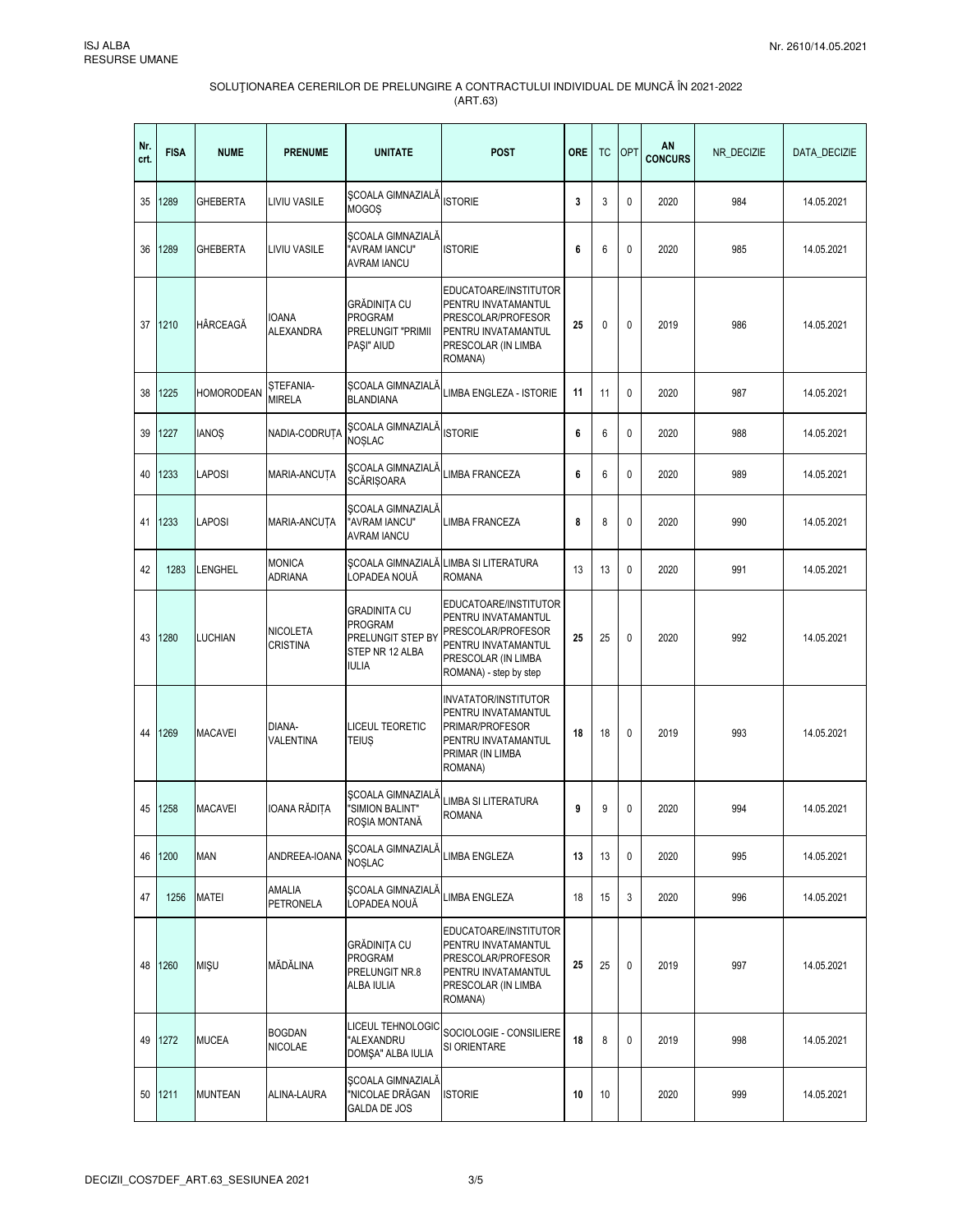ISJ ALBA
RESURSE UMANE

Nr. 2610/14.05.2021

SOLUŢIONAREA CERERILOR DE PRELUNGIRE A CONTRACTULUI INDIVIDUAL DE MUNCĂ ÎN 2021-2022
(ART.63)

| Nr. crt. | FISA | NUME | PRENUME | UNITATE | POST | ORE | TC | OPT | AN CONCURS | NR_DECIZIE | DATA_DECIZIE |
|---|---|---|---|---|---|---|---|---|---|---|---|
| 35 | 1289 | GHEBERTA | LIVIU VASILE | ŞCOALA GIMNAZIALĂ MOGOŞ | ISTORIE | 3 | 3 | 0 | 2020 | 984 | 14.05.2021 |
| 36 | 1289 | GHEBERTA | LIVIU VASILE | ŞCOALA GIMNAZIALĂ "AVRAM IANCU" AVRAM IANCU | ISTORIE | 6 | 6 | 0 | 2020 | 985 | 14.05.2021 |
| 37 | 1210 | HÂRCEAGĂ | IOANA ALEXANDRA | GRĂDINIŢA CU PROGRAM PRELUNGIT "PRIMII PAŞI" AIUD | EDUCATOARE/INSTITUTOR PENTRU INVATAMANTUL PRESCOLAR/PROFESOR PENTRU INVATAMANTUL PRESCOLAR (IN LIMBA ROMANA) | 25 | 0 | 0 | 2019 | 986 | 14.05.2021 |
| 38 | 1225 | HOMORODEAN | STEFANIA-MIRELA | ŞCOALA GIMNAZIALĂ BLANDIANA | LIMBA ENGLEZA - ISTORIE | 11 | 11 | 0 | 2020 | 987 | 14.05.2021 |
| 39 | 1227 | IANOȘ | NADIA-CODRUȚA | ŞCOALA GIMNAZIALĂ NOŞLAC | ISTORIE | 6 | 6 | 0 | 2020 | 988 | 14.05.2021 |
| 40 | 1233 | LAPOSI | MARIA-ANCUȚA | ŞCOALA GIMNAZIALĂ SCĂRIŞOARA | LIMBA FRANCEZA | 6 | 6 | 0 | 2020 | 989 | 14.05.2021 |
| 41 | 1233 | LAPOSI | MARIA-ANCUȚA | ŞCOALA GIMNAZIALĂ "AVRAM IANCU" AVRAM IANCU | LIMBA FRANCEZA | 8 | 8 | 0 | 2020 | 990 | 14.05.2021 |
| 42 | 1283 | LENGHEL | MONICA ADRIANA | ŞCOALA GIMNAZIALĂ LOPADEA NOUĂ | LIMBA SI LITERATURA ROMANA | 13 | 13 | 0 | 2020 | 991 | 14.05.2021 |
| 43 | 1280 | LUCHIAN | NICOLETA CRISTINA | GRADINITA CU PROGRAM PRELUNGIT STEP BY STEP NR 12 ALBA IULIA | EDUCATOARE/INSTITUTOR PENTRU INVATAMANTUL PRESCOLAR/PROFESOR PENTRU INVATAMANTUL PRESCOLAR (IN LIMBA ROMANA) - step by step | 25 | 25 | 0 | 2020 | 992 | 14.05.2021 |
| 44 | 1269 | MACAVEI | DIANA-VALENTINA | LICEUL TEORETIC TEIUŞ | INVATATOR/INSTITUTOR PENTRU INVATAMANTUL PRIMAR/PROFESOR PENTRU INVATAMANTUL PRIMAR (IN LIMBA ROMANA) | 18 | 18 | 0 | 2019 | 993 | 14.05.2021 |
| 45 | 1258 | MACAVEI | IOANA RĂDIȚA | ŞCOALA GIMNAZIALĂ "SIMION BALINT" ROŞIA MONTANĂ | LIMBA SI LITERATURA ROMANA | 9 | 9 | 0 | 2020 | 994 | 14.05.2021 |
| 46 | 1200 | MAN | ANDREEA-IOANA | ŞCOALA GIMNAZIALĂ NOŞLAC | LIMBA ENGLEZA | 13 | 13 | 0 | 2020 | 995 | 14.05.2021 |
| 47 | 1256 | MATEI | AMALIA PETRONELA | ŞCOALA GIMNAZIALĂ LOPADEA NOUĂ | LIMBA ENGLEZA | 18 | 15 | 3 | 2020 | 996 | 14.05.2021 |
| 48 | 1260 | MIŞU | MĂDĂLINA | GRĂDINIŢA CU PROGRAM PRELUNGIT NR.8 ALBA IULIA | EDUCATOARE/INSTITUTOR PENTRU INVATAMANTUL PRESCOLAR/PROFESOR PENTRU INVATAMANTUL PRESCOLAR (IN LIMBA ROMANA) | 25 | 25 | 0 | 2019 | 997 | 14.05.2021 |
| 49 | 1272 | MUCEA | BOGDAN NICOLAE | LICEUL TEHNOLOGIC "ALEXANDRU DOMŞA" ALBA IULIA | SOCIOLOGIE - CONSILIERE SI ORIENTARE | 18 | 8 | 0 | 2019 | 998 | 14.05.2021 |
| 50 | 1211 | MUNTEAN | ALINA-LAURA | ŞCOALA GIMNAZIALĂ "NICOLAE DRĂGAN GALDA DE JOS | ISTORIE | 10 | 10 | | 2020 | 999 | 14.05.2021 |

DECIZII_COS7DEF_ART.63_SESIUNEA 2021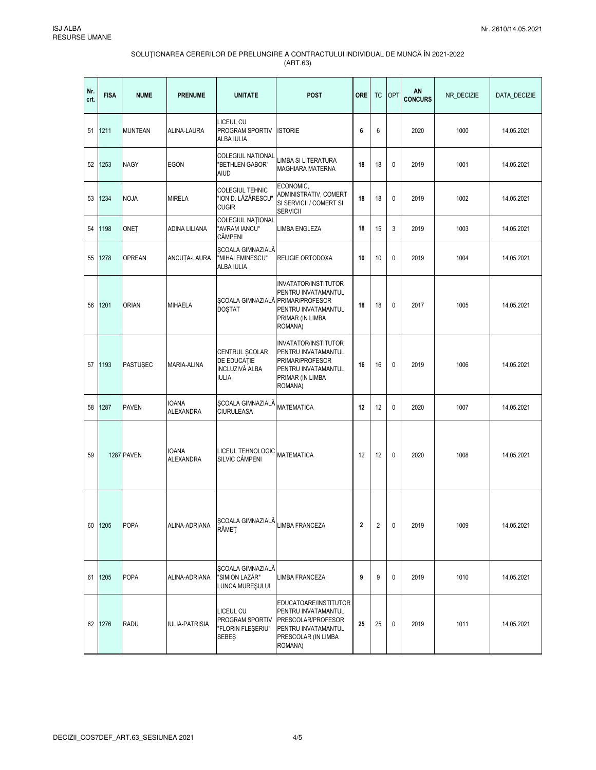ISJ ALBA
RESURSE UMANE

Nr. 2610/14.05.2021

SOLUŢIONAREA CERERILOR DE PRELUNGIRE A CONTRACTULUI INDIVIDUAL DE MUNCĂ ÎN 2021-2022
(ART.63)

| Nr. crt. | FISA | NUME | PRENUME | UNITATE | POST | ORE | TC | OPT | AN CONCURS | NR_DECIZIE | DATA_DECIZIE |
|---|---|---|---|---|---|---|---|---|---|---|---|
| 51 | 1211 | MUNTEAN | ALINA-LAURA | LICEUL CU PROGRAM SPORTIV ALBA IULIA | ISTORIE | 6 | 6 | | 2020 | 1000 | 14.05.2021 |
| 52 | 1253 | NAGY | EGON | COLEGIUL NATIONAL "BETHLEN GABOR" AIUD | LIMBA SI LITERATURA MAGHIARA MATERNA | 18 | 18 | 0 | 2019 | 1001 | 14.05.2021 |
| 53 | 1234 | NOJA | MIRELA | COLEGIUL TEHNIC "ION D. LĂZĂRESCU" CUGIR | ECONOMIC, ADMINISTRATIV, COMERT SI SERVICII / COMERT SI SERVICII | 18 | 18 | 0 | 2019 | 1002 | 14.05.2021 |
| 54 | 1198 | ONEȚ | ADINA LILIANA | COLEGIUL NAŢIONAL "AVRAM IANCU" CÂMPENI | LIMBA ENGLEZA | 18 | 15 | 3 | 2019 | 1003 | 14.05.2021 |
| 55 | 1278 | OPREAN | ANCUȚA-LAURA | ŞCOALA GIMNAZIALĂ "MIHAI EMINESCU" ALBA IULIA | RELIGIE ORTODOXA | 10 | 10 | 0 | 2019 | 1004 | 14.05.2021 |
| 56 | 1201 | ORIAN | MIHAELA | ŞCOALA GIMNAZIALĂ DOȘTAT | INVATATOR/INSTITUTOR PENTRU INVATAMANTUL PRIMAR/PROFESOR PENTRU INVATAMANTUL PRIMAR (IN LIMBA ROMANA) | 18 | 18 | 0 | 2017 | 1005 | 14.05.2021 |
| 57 | 1193 | PASTUȘEC | MARIA-ALINA | CENTRUL ŞCOLAR DE EDUCAŢIE INCLUZIVĂ ALBA IULIA | INVATATOR/INSTITUTOR PENTRU INVATAMANTUL PRIMAR/PROFESOR PENTRU INVATAMANTUL PRIMAR (IN LIMBA ROMANA) | 16 | 16 | 0 | 2019 | 1006 | 14.05.2021 |
| 58 | 1287 | PAVEN | IOANA ALEXANDRA | ŞCOALA GIMNAZIALĂ CIURULEASA | MATEMATICA | 12 | 12 | 0 | 2020 | 1007 | 14.05.2021 |
| 59 | 1287 | PAVEN | IOANA ALEXANDRA | LICEUL TEHNOLOGIC SILVIC CÂMPENI | MATEMATICA | 12 | 12 | 0 | 2020 | 1008 | 14.05.2021 |
| 60 | 1205 | POPA | ALINA-ADRIANA | ŞCOALA GIMNAZIALĂ RÂMEŢ | LIMBA FRANCEZA | 2 | 2 | 0 | 2019 | 1009 | 14.05.2021 |
| 61 | 1205 | POPA | ALINA-ADRIANA | ŞCOALA GIMNAZIALĂ "SIMION LAZĂR" LUNCA MUREŞULUI | LIMBA FRANCEZA | 9 | 9 | 0 | 2019 | 1010 | 14.05.2021 |
| 62 | 1276 | RADU | IULIA-PATRISIA | LICEUL CU PROGRAM SPORTIV "FLORIN FLEŞERIU" SEBEŞ | EDUCATOARE/INSTITUTOR PENTRU INVATAMANTUL PRESCOLAR/PROFESOR PENTRU INVATAMANTUL PRESCOLAR (IN LIMBA ROMANA) | 25 | 25 | 0 | 2019 | 1011 | 14.05.2021 |

DECIZII_COS7DEF_ART.63_SESIUNEA 2021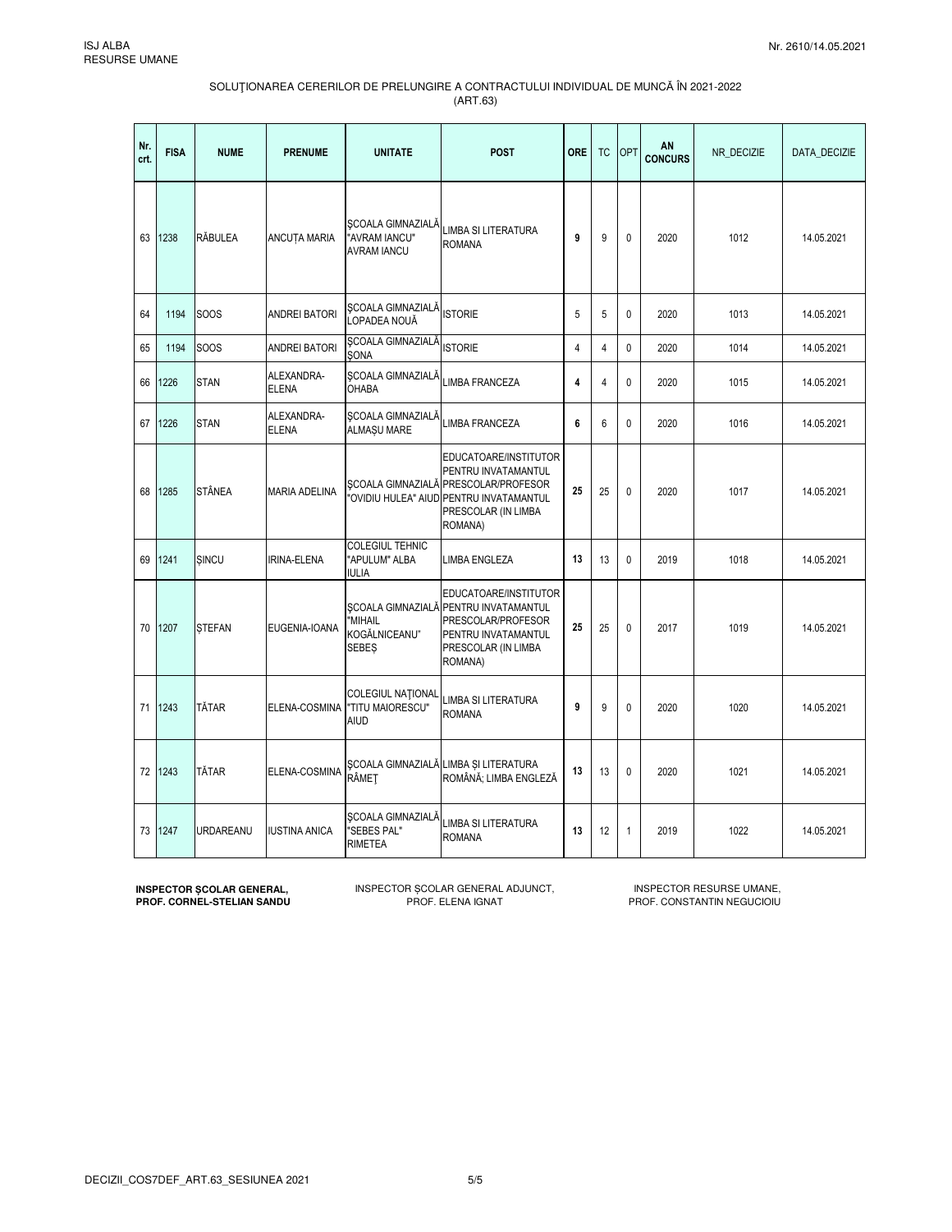ISJ ALBA
RESURSE UMANE

Nr. 2610/14.05.2021

SOLUŢIONAREA CERERILOR DE PRELUNGIRE A CONTRACTULUI INDIVIDUAL DE MUNCĂ ÎN 2021-2022
(ART.63)

| Nr. crt. | FISA | NUME | PRENUME | UNITATE | POST | ORE | TC | OPT | AN CONCURS | NR_DECIZIE | DATA_DECIZIE |
|---|---|---|---|---|---|---|---|---|---|---|---|
| 63 | 1238 | RĂBULEA | ANCUȚA MARIA | ȘCOALA GIMNAZIALĂ "AVRAM IANCU" AVRAM IANCU | LIMBA SI LITERATURA ROMANA | **9** | 9 | 0 | 2020 | 1012 | 14.05.2021 |
| 64 | 1194 | SOOS | ANDREI BATORI | ȘCOALA GIMNAZIALĂ LOPADEA NOUĂ | ISTORIE | 5 | 5 | 0 | 2020 | 1013 | 14.05.2021 |
| 65 | 1194 | SOOS | ANDREI BATORI | ȘCOALA GIMNAZIALĂ ȘONA | ISTORIE | 4 | 4 | 0 | 2020 | 1014 | 14.05.2021 |
| 66 | 1226 | STAN | ALEXANDRA-ELENA | ȘCOALA GIMNAZIALĂ OHABA | LIMBA FRANCEZA | **4** | 4 | 0 | 2020 | 1015 | 14.05.2021 |
| 67 | 1226 | STAN | ALEXANDRA-ELENA | ȘCOALA GIMNAZIALĂ ALMAȘU MARE | LIMBA FRANCEZA | **6** | 6 | 0 | 2020 | 1016 | 14.05.2021 |
| 68 | 1285 | STÂNEA | MARIA ADELINA | ȘCOALA GIMNAZIALĂ "OVIDIU HULEA" AIUD | EDUCATOARE/INSTITUTOR PENTRU INVATAMANTUL PRESCOLAR/PROFESOR PENTRU INVATAMANTUL PRESCOLAR (IN LIMBA ROMANA) | **25** | 25 | 0 | 2020 | 1017 | 14.05.2021 |
| 69 | 1241 | ȘINCU | IRINA-ELENA | COLEGIUL TEHNIC "APULUM" ALBA IULIA | LIMBA ENGLEZA | **13** | 13 | 0 | 2019 | 1018 | 14.05.2021 |
| 70 | 1207 | ȘTEFAN | EUGENIA-IOANA | ȘCOALA GIMNAZIALĂ "MIHAIL KOGĂLNICEANU" SEBEȘ | EDUCATOARE/INSTITUTOR PENTRU INVATAMANTUL PRESCOLAR/PROFESOR PENTRU INVATAMANTUL PRESCOLAR (IN LIMBA ROMANA) | **25** | 25 | 0 | 2017 | 1019 | 14.05.2021 |
| 71 | 1243 | TĂTAR | ELENA-COSMINA | COLEGIUL NAŢIONAL "TITU MAIORESCU" AIUD | LIMBA SI LITERATURA ROMANA | **9** | 9 | 0 | 2020 | 1020 | 14.05.2021 |
| 72 | 1243 | TĂTAR | ELENA-COSMINA | ȘCOALA GIMNAZIALĂ RÂMEȚ | LIMBA ȘI LITERATURA ROMÂNĂ; LIMBA ENGLEZĂ | **13** | 13 | 0 | 2020 | 1021 | 14.05.2021 |
| 73 | 1247 | URDAREANU | IUSTINA ANICA | ȘCOALA GIMNAZIALĂ "SEBES PAL" RIMETEA | LIMBA SI LITERATURA ROMANA | **13** | 12 | 1 | 2019 | 1022 | 14.05.2021 |

**INSPECTOR ŞCOLAR GENERAL,**
**PROF. CORNEL-STELIAN SANDU**

INSPECTOR ŞCOLAR GENERAL ADJUNCT,
PROF. ELENA IGNAT

INSPECTOR RESURSE UMANE,
PROF. CONSTANTIN NEGUCIOIU

DECIZII_COS7DEF_ART.63_SESIUNEA 2021